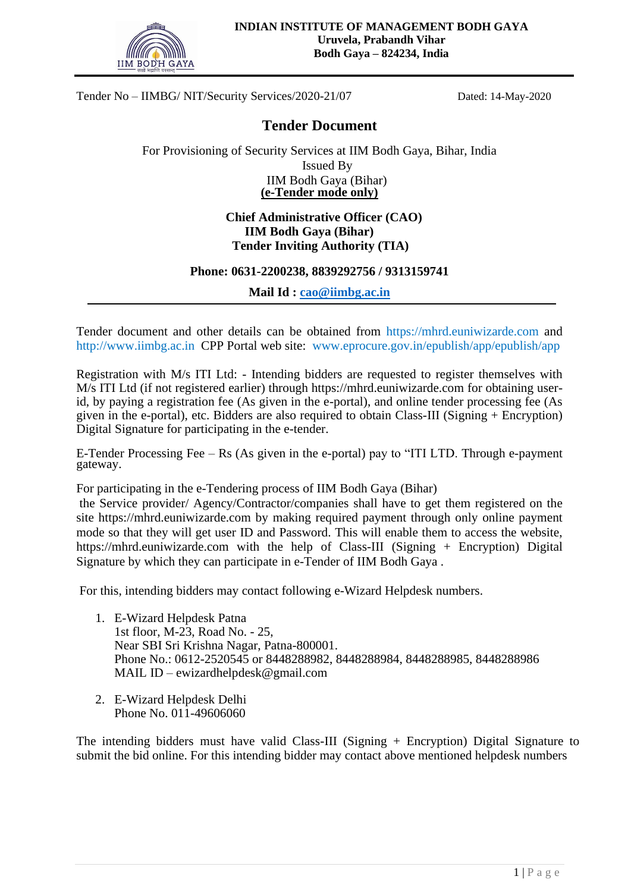**INDIAN INSTITUTE OF MANAGEMENT BODH GAYA**
**Uruvela, Prabandh Vihar**
**Bodh Gaya – 824234, India**

Tender No – IIMBG/ NIT/Security Services/2020-21/07 Dated: 14-May-2020

# Tender Document

For Provisioning of Security Services at IIM Bodh Gaya, Bihar, India
Issued By
IIM Bodh Gaya (Bihar)
**(e-Tender mode only)**

**Chief Administrative Officer (CAO)**
**IIM Bodh Gaya (Bihar)**
**Tender Inviting Authority (TIA)**

**Phone: 0631-2200238, 8839292756 / 9313159741**

**Mail Id : cao@iimbg.ac.in**

---

Tender document and other details can be obtained from https://mhrd.euniwizarde.com and http://www.iimbg.ac.in CPP Portal web site: www.eprocure.gov.in/epublish/app/epublish/app

Registration with M/s ITI Ltd: - Intending bidders are requested to register themselves with M/s ITI Ltd (if not registered earlier) through https://mhrd.euniwizarde.com for obtaining user-id, by paying a registration fee (As given in the e-portal), and online tender processing fee (As given in the e-portal), etc. Bidders are also required to obtain Class-III (Signing + Encryption) Digital Signature for participating in the e-tender.

E-Tender Processing Fee – Rs (As given in the e-portal) pay to "ITI LTD. Through e-payment gateway.

For participating in the e-Tendering process of IIM Bodh Gaya (Bihar)
the Service provider/ Agency/Contractor/companies shall have to get them registered on the site https://mhrd.euniwizarde.com by making required payment through only online payment mode so that they will get user ID and Password. This will enable them to access the website, https://mhrd.euniwizarde.com with the help of Class-III (Signing + Encryption) Digital Signature by which they can participate in e-Tender of IIM Bodh Gaya .

For this, intending bidders may contact following e-Wizard Helpdesk numbers.

1. E-Wizard Helpdesk Patna
   1st floor, M-23, Road No. - 25,
   Near SBI Sri Krishna Nagar, Patna-800001.
   Phone No.: 0612-2520545 or 8448288982, 8448288984, 8448288985, 8448288986
   MAIL ID – ewizardhelpdesk@gmail.com

2. E-Wizard Helpdesk Delhi
   Phone No. 011-49606060

The intending bidders must have valid Class-III (Signing + Encryption) Digital Signature to submit the bid online. For this intending bidder may contact above mentioned helpdesk numbers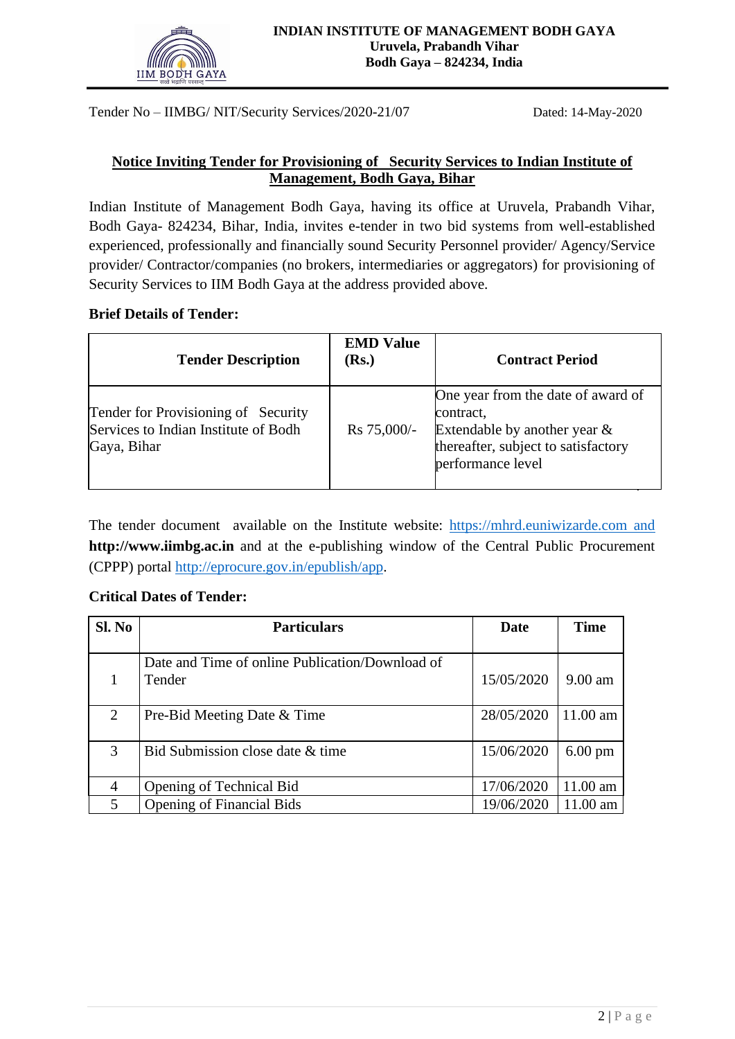**INDIAN INSTITUTE OF MANAGEMENT BODH GAYA**
**Uruvela, Prabandh Vihar**
**Bodh Gaya – 824234, India**

Tender No – IIMBG/ NIT/Security Services/2020-21/07 Dated: 14-May-2020

## Notice Inviting Tender for Provisioning of Security Services to Indian Institute of Management, Bodh Gaya, Bihar

Indian Institute of Management Bodh Gaya, having its office at Uruvela, Prabandh Vihar, Bodh Gaya- 824234, Bihar, India, invites e-tender in two bid systems from well-established experienced, professionally and financially sound Security Personnel provider/ Agency/Service provider/ Contractor/companies (no brokers, intermediaries or aggregators) for provisioning of Security Services to IIM Bodh Gaya at the address provided above.

**Brief Details of Tender:**

| Tender Description | EMD Value (Rs.) | Contract Period |
|---|---|---|
| Tender for Provisioning of Security Services to Indian Institute of Bodh Gaya, Bihar | Rs 75,000/- | One year from the date of award of contract, Extendable by another year & thereafter, subject to satisfactory performance level |

The tender document available on the Institute website: https://mhrd.euniwizarde.com and **http://www.iimbg.ac.in** and at the e-publishing window of the Central Public Procurement (CPPP) portal http://eprocure.gov.in/epublish/app.

**Critical Dates of Tender:**

| Sl. No | Particulars | Date | Time |
|---|---|---|---|
| 1 | Date and Time of online Publication/Download of Tender | 15/05/2020 | 9.00 am |
| 2 | Pre-Bid Meeting Date & Time | 28/05/2020 | 11.00 am |
| 3 | Bid Submission close date & time | 15/06/2020 | 6.00 pm |
| 4 | Opening of Technical Bid | 17/06/2020 | 11.00 am |
| 5 | Opening of Financial Bids | 19/06/2020 | 11.00 am |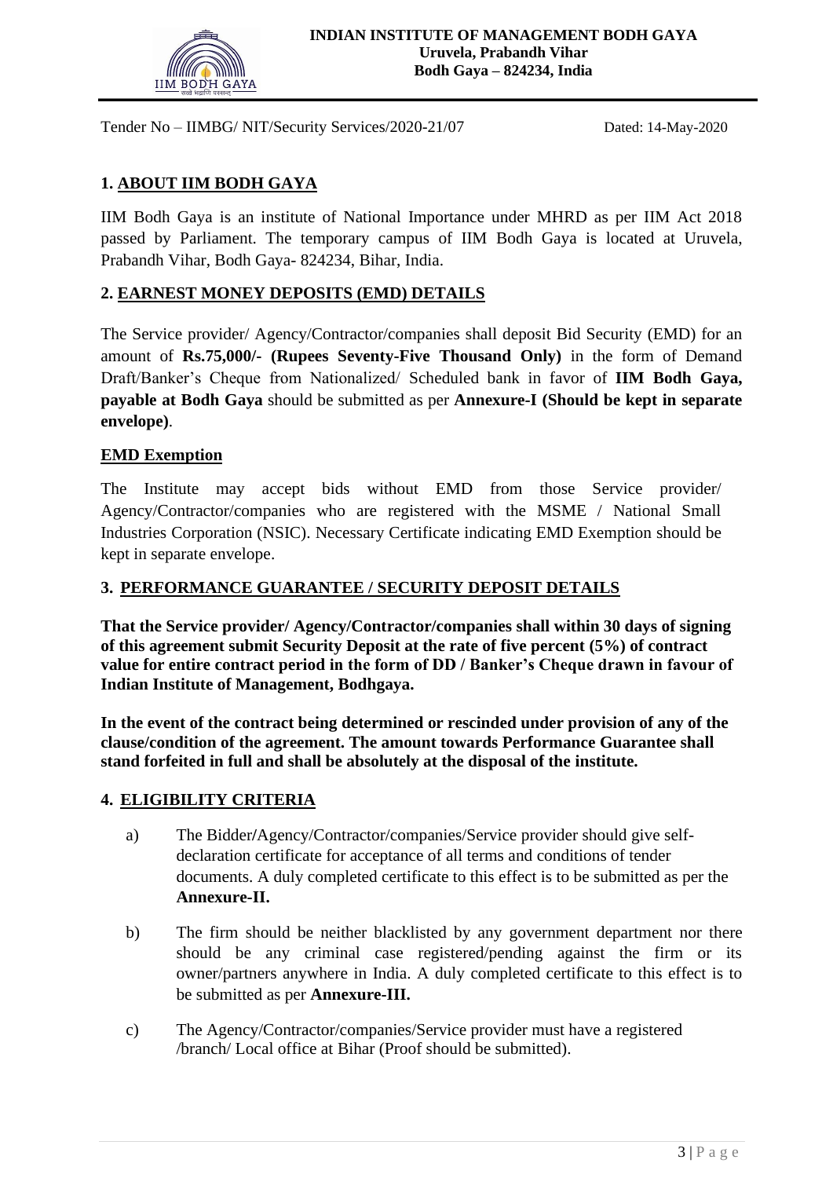**INDIAN INSTITUTE OF MANAGEMENT BODH GAYA**
**Uruvela, Prabandh Vihar**
**Bodh Gaya – 824234, India**

Tender No – IIMBG/ NIT/Security Services/2020-21/07 Dated: 14-May-2020

## 1. ABOUT IIM BODH GAYA

IIM Bodh Gaya is an institute of National Importance under MHRD as per IIM Act 2018 passed by Parliament. The temporary campus of IIM Bodh Gaya is located at Uruvela, Prabandh Vihar, Bodh Gaya- 824234, Bihar, India.

## 2. EARNEST MONEY DEPOSITS (EMD) DETAILS

The Service provider/ Agency/Contractor/companies shall deposit Bid Security (EMD) for an amount of **Rs.75,000/- (Rupees Seventy-Five Thousand Only)** in the form of Demand Draft/Banker's Cheque from Nationalized/ Scheduled bank in favor of **IIM Bodh Gaya, payable at Bodh Gaya** should be submitted as per **Annexure-I (Should be kept in separate envelope)**.

### EMD Exemption

The Institute may accept bids without EMD from those Service provider/ Agency/Contractor/companies who are registered with the MSME / National Small Industries Corporation (NSIC). Necessary Certificate indicating EMD Exemption should be kept in separate envelope.

## 3. PERFORMANCE GUARANTEE / SECURITY DEPOSIT DETAILS

**That the Service provider/ Agency/Contractor/companies shall within 30 days of signing of this agreement submit Security Deposit at the rate of five percent (5%) of contract value for entire contract period in the form of DD / Banker's Cheque drawn in favour of Indian Institute of Management, Bodhgaya.**

**In the event of the contract being determined or rescinded under provision of any of the clause/condition of the agreement. The amount towards Performance Guarantee shall stand forfeited in full and shall be absolutely at the disposal of the institute.**

## 4. ELIGIBILITY CRITERIA

a) The Bidder/Agency/Contractor/companies/Service provider should give self-declaration certificate for acceptance of all terms and conditions of tender documents. A duly completed certificate to this effect is to be submitted as per the **Annexure-II.**

b) The firm should be neither blacklisted by any government department nor there should be any criminal case registered/pending against the firm or its owner/partners anywhere in India. A duly completed certificate to this effect is to be submitted as per **Annexure-III.**

c) The Agency/Contractor/companies/Service provider must have a registered /branch/ Local office at Bihar (Proof should be submitted).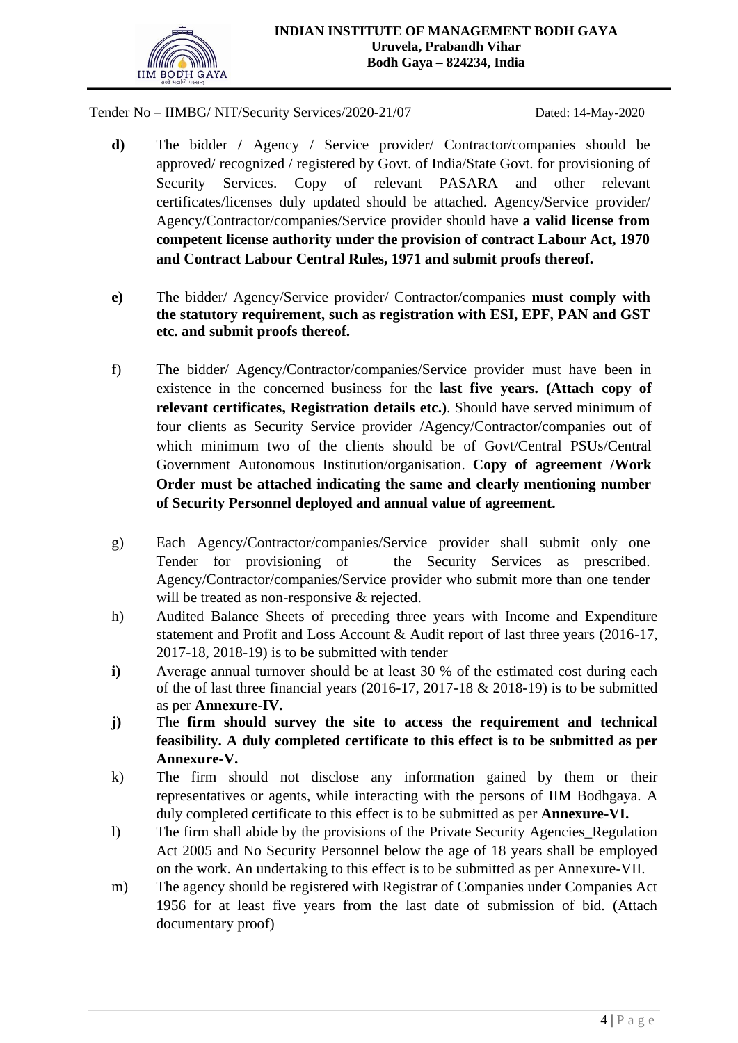Tender No – IIMBG/ NIT/Security Services/2020-21/07 Dated: 14-May-2020

**d)** The bidder / Agency / Service provider/ Contractor/companies should be approved/ recognized / registered by Govt. of India/State Govt. for provisioning of Security Services. Copy of relevant PASARA and other relevant certificates/licenses duly updated should be attached. Agency/Service provider/ Agency/Contractor/companies/Service provider should have **a valid license from competent license authority under the provision of contract Labour Act, 1970 and Contract Labour Central Rules, 1971 and submit proofs thereof.**

**e)** The bidder/ Agency/Service provider/ Contractor/companies **must comply with the statutory requirement, such as registration with ESI, EPF, PAN and GST etc. and submit proofs thereof.**

f) The bidder/ Agency/Contractor/companies/Service provider must have been in existence in the concerned business for the **last five years. (Attach copy of relevant certificates, Registration details etc.)**. Should have served minimum of four clients as Security Service provider /Agency/Contractor/companies out of which minimum two of the clients should be of Govt/Central PSUs/Central Government Autonomous Institution/organisation. **Copy of agreement /Work Order must be attached indicating the same and clearly mentioning number of Security Personnel deployed and annual value of agreement.**

g) Each Agency/Contractor/companies/Service provider shall submit only one Tender for provisioning of the Security Services as prescribed. Agency/Contractor/companies/Service provider who submit more than one tender will be treated as non-responsive & rejected.

h) Audited Balance Sheets of preceding three years with Income and Expenditure statement and Profit and Loss Account & Audit report of last three years (2016-17, 2017-18, 2018-19) is to be submitted with tender

**i)** Average annual turnover should be at least 30 % of the estimated cost during each of the of last three financial years (2016-17, 2017-18 & 2018-19) is to be submitted as per **Annexure-IV.**

**j)** The **firm should survey the site to access the requirement and technical feasibility. A duly completed certificate to this effect is to be submitted as per Annexure-V.**

k) The firm should not disclose any information gained by them or their representatives or agents, while interacting with the persons of IIM Bodhgaya. A duly completed certificate to this effect is to be submitted as per **Annexure-VI.**

l) The firm shall abide by the provisions of the Private Security Agencies_Regulation Act 2005 and No Security Personnel below the age of 18 years shall be employed on the work. An undertaking to this effect is to be submitted as per Annexure-VII.

m) The agency should be registered with Registrar of Companies under Companies Act 1956 for at least five years from the last date of submission of bid. (Attach documentary proof)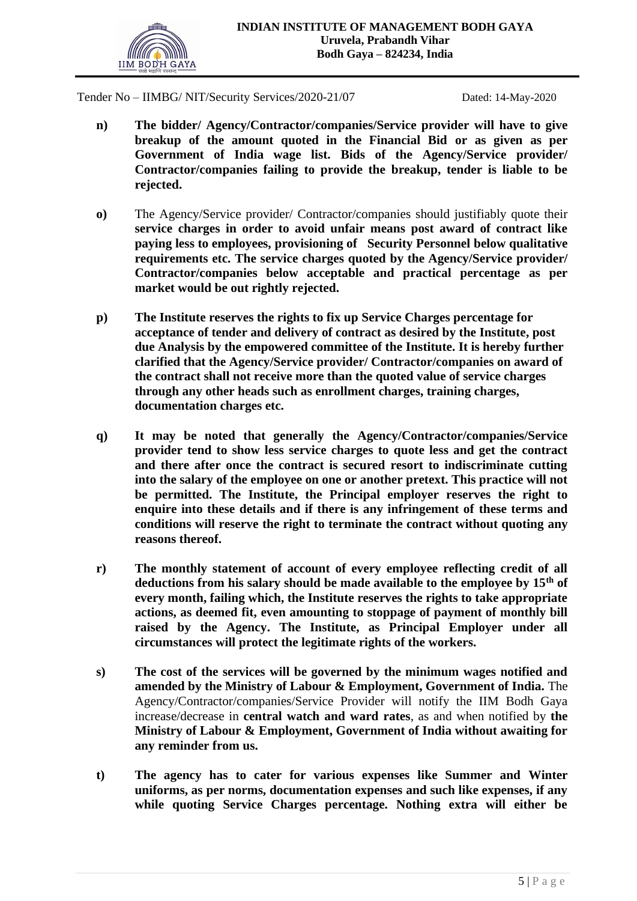Tender No – IIMBG/ NIT/Security Services/2020-21/07 Dated: 14-May-2020

**n)** **The bidder/ Agency/Contractor/companies/Service provider will have to give breakup of the amount quoted in the Financial Bid or as given as per Government of India wage list. Bids of the Agency/Service provider/ Contractor/companies failing to provide the breakup, tender is liable to be rejected.**

**o)** The Agency/Service provider/ Contractor/companies should justifiably quote their **service charges in order to avoid unfair means post award of contract like paying less to employees, provisioning of Security Personnel below qualitative requirements etc. The service charges quoted by the Agency/Service provider/ Contractor/companies below acceptable and practical percentage as per market would be out rightly rejected.**

**p)** **The Institute reserves the rights to fix up Service Charges percentage for acceptance of tender and delivery of contract as desired by the Institute, post due Analysis by the empowered committee of the Institute. It is hereby further clarified that the Agency/Service provider/ Contractor/companies on award of the contract shall not receive more than the quoted value of service charges through any other heads such as enrollment charges, training charges, documentation charges etc.**

**q)** **It may be noted that generally the Agency/Contractor/companies/Service provider tend to show less service charges to quote less and get the contract and there after once the contract is secured resort to indiscriminate cutting into the salary of the employee on one or another pretext. This practice will not be permitted. The Institute, the Principal employer reserves the right to enquire into these details and if there is any infringement of these terms and conditions will reserve the right to terminate the contract without quoting any reasons thereof.**

**r)** **The monthly statement of account of every employee reflecting credit of all deductions from his salary should be made available to the employee by 15th of every month, failing which, the Institute reserves the rights to take appropriate actions, as deemed fit, even amounting to stoppage of payment of monthly bill raised by the Agency. The Institute, as Principal Employer under all circumstances will protect the legitimate rights of the workers.**

**s)** **The cost of the services will be governed by the minimum wages notified and amended by the Ministry of Labour & Employment, Government of India.** The Agency/Contractor/companies/Service Provider will notify the IIM Bodh Gaya increase/decrease in **central watch and ward rates**, as and when notified by **the Ministry of Labour & Employment, Government of India without awaiting for any reminder from us.**

**t)** **The agency has to cater for various expenses like Summer and Winter uniforms, as per norms, documentation expenses and such like expenses, if any while quoting Service Charges percentage. Nothing extra will either be**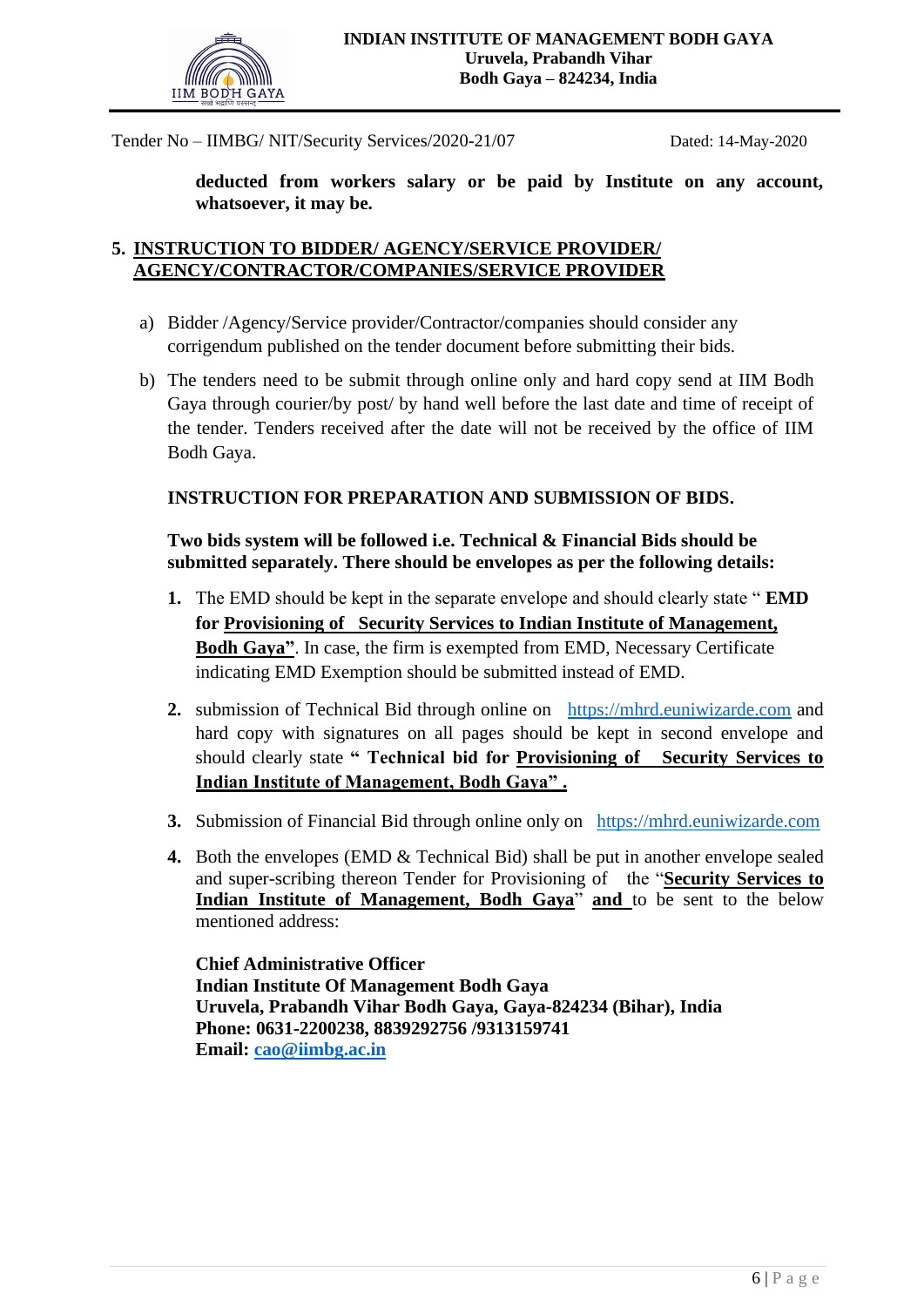**deducted from workers salary or be paid by Institute on any account, whatsoever, it may be.**

## 5. INSTRUCTION TO BIDDER/ AGENCY/SERVICE PROVIDER/ AGENCY/CONTRACTOR/COMPANIES/SERVICE PROVIDER

a) Bidder /Agency/Service provider/Contractor/companies should consider any corrigendum published on the tender document before submitting their bids.

b) The tenders need to be submit through online only and hard copy send at IIM Bodh Gaya through courier/by post/ by hand well before the last date and time of receipt of the tender. Tenders received after the date will not be received by the office of IIM Bodh Gaya.

**INSTRUCTION FOR PREPARATION AND SUBMISSION OF BIDS.**

**Two bids system will be followed i.e. Technical & Financial Bids should be submitted separately. There should be envelopes as per the following details:**

1. The EMD should be kept in the separate envelope and should clearly state " **EMD for Provisioning of Security Services to Indian Institute of Management, Bodh Gaya"**. In case, the firm is exempted from EMD, Necessary Certificate indicating EMD Exemption should be submitted instead of EMD.
2. submission of Technical Bid through online on https://mhrd.euniwizarde.com and hard copy with signatures on all pages should be kept in second envelope and should clearly state **" Technical bid for Provisioning of Security Services to Indian Institute of Management, Bodh Gaya" .**
3. Submission of Financial Bid through online only on https://mhrd.euniwizarde.com
4. Both the envelopes (EMD & Technical Bid) shall be put in another envelope sealed and super-scribing thereon Tender for Provisioning of the "**Security Services to Indian Institute of Management, Bodh Gaya**" **and** to be sent to the below mentioned address:

**Chief Administrative Officer**
**Indian Institute Of Management Bodh Gaya**
**Uruvela, Prabandh Vihar Bodh Gaya, Gaya-824234 (Bihar), India**
**Phone: 0631-2200238, 8839292756 /9313159741**
**Email: cao@iimbg.ac.in**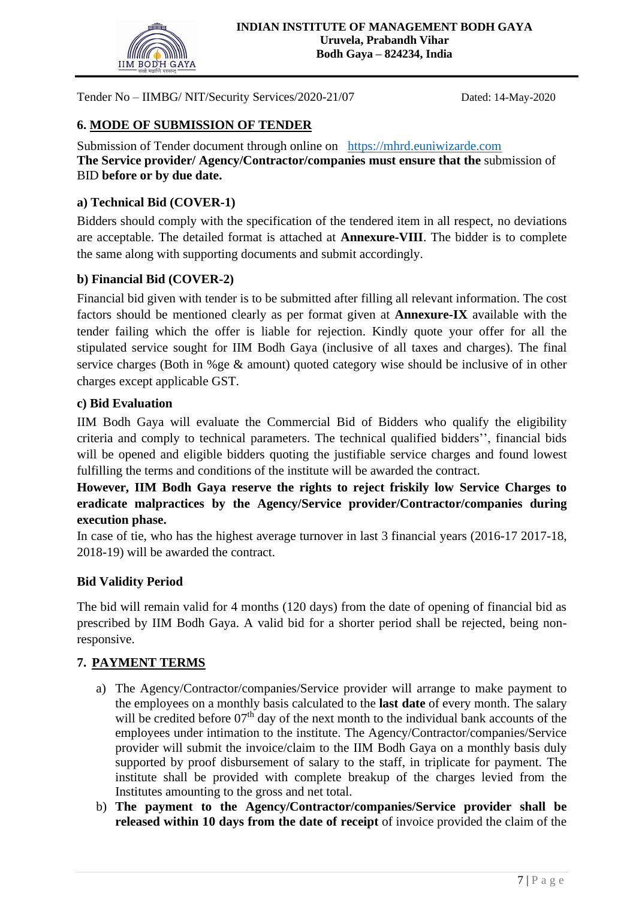Tender No – IIMBG/ NIT/Security Services/2020-21/07 Dated: 14-May-2020

## 6. MODE OF SUBMISSION OF TENDER

Submission of Tender document through online on https://mhrd.euniwizarde.com
**The Service provider/ Agency/Contractor/companies must ensure that the** submission of BID **before or by due date.**

### a) Technical Bid (COVER-1)

Bidders should comply with the specification of the tendered item in all respect, no deviations are acceptable. The detailed format is attached at **Annexure-VIII**. The bidder is to complete the same along with supporting documents and submit accordingly.

### b) Financial Bid (COVER-2)

Financial bid given with tender is to be submitted after filling all relevant information. The cost factors should be mentioned clearly as per format given at **Annexure-IX** available with the tender failing which the offer is liable for rejection. Kindly quote your offer for all the stipulated service sought for IIM Bodh Gaya (inclusive of all taxes and charges). The final service charges (Both in %ge & amount) quoted category wise should be inclusive of in other charges except applicable GST.

### c) Bid Evaluation

IIM Bodh Gaya will evaluate the Commercial Bid of Bidders who qualify the eligibility criteria and comply to technical parameters. The technical qualified bidders'', financial bids will be opened and eligible bidders quoting the justifiable service charges and found lowest fulfilling the terms and conditions of the institute will be awarded the contract.

**However, IIM Bodh Gaya reserve the rights to reject friskily low Service Charges to eradicate malpractices by the Agency/Service provider/Contractor/companies during execution phase.**

In case of tie, who has the highest average turnover in last 3 financial years (2016-17 2017-18, 2018-19) will be awarded the contract.

### Bid Validity Period

The bid will remain valid for 4 months (120 days) from the date of opening of financial bid as prescribed by IIM Bodh Gaya. A valid bid for a shorter period shall be rejected, being non-responsive.

## 7. PAYMENT TERMS

a) The Agency/Contractor/companies/Service provider will arrange to make payment to the employees on a monthly basis calculated to the **last date** of every month. The salary will be credited before 07th day of the next month to the individual bank accounts of the employees under intimation to the institute. The Agency/Contractor/companies/Service provider will submit the invoice/claim to the IIM Bodh Gaya on a monthly basis duly supported by proof disbursement of salary to the staff, in triplicate for payment. The institute shall be provided with complete breakup of the charges levied from the Institutes amounting to the gross and net total.

b) **The payment to the Agency/Contractor/companies/Service provider shall be released within 10 days from the date of receipt** of invoice provided the claim of the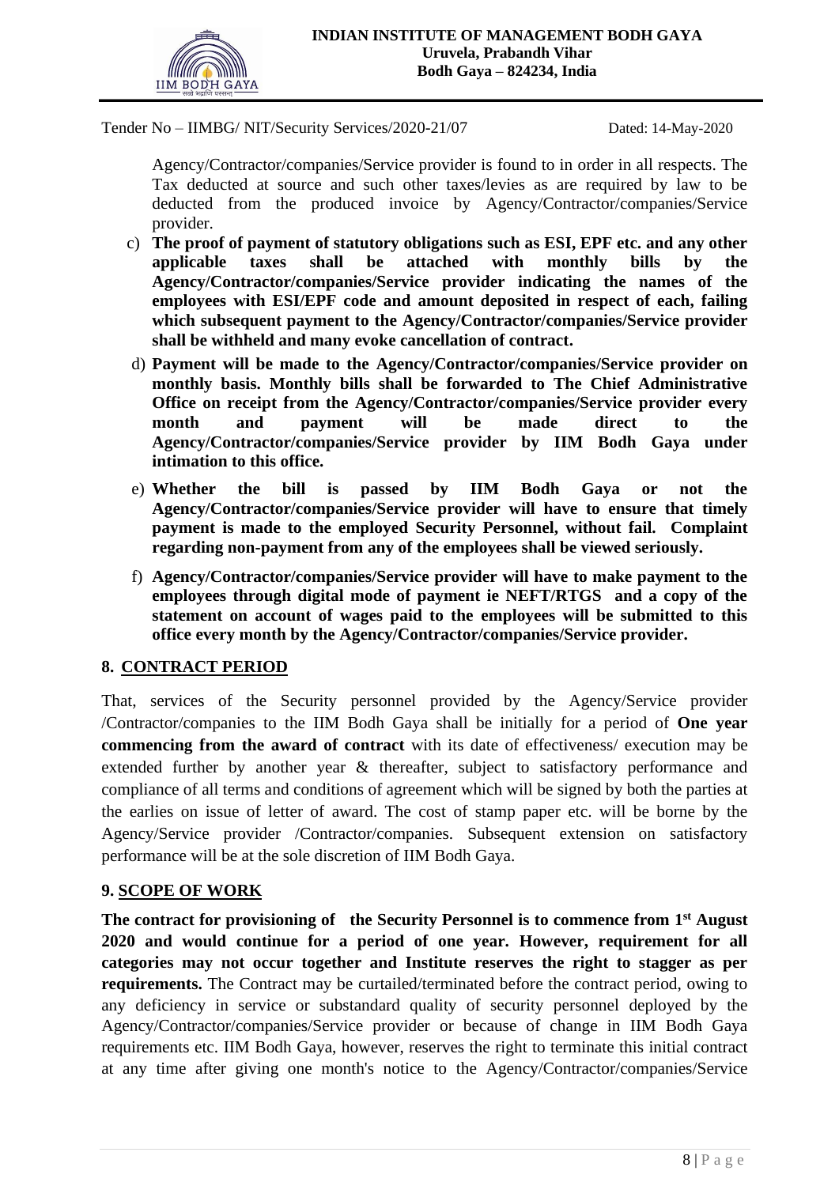Agency/Contractor/companies/Service provider is found to in order in all respects. The Tax deducted at source and such other taxes/levies as are required by law to be deducted from the produced invoice by Agency/Contractor/companies/Service provider.

c) **The proof of payment of statutory obligations such as ESI, EPF etc. and any other applicable taxes shall be attached with monthly bills by the Agency/Contractor/companies/Service provider indicating the names of the employees with ESI/EPF code and amount deposited in respect of each, failing which subsequent payment to the Agency/Contractor/companies/Service provider shall be withheld and many evoke cancellation of contract.**

d) **Payment will be made to the Agency/Contractor/companies/Service provider on monthly basis. Monthly bills shall be forwarded to The Chief Administrative Office on receipt from the Agency/Contractor/companies/Service provider every month and payment will be made direct to the Agency/Contractor/companies/Service provider by IIM Bodh Gaya under intimation to this office.**

e) **Whether the bill is passed by IIM Bodh Gaya or not the Agency/Contractor/companies/Service provider will have to ensure that timely payment is made to the employed Security Personnel, without fail. Complaint regarding non-payment from any of the employees shall be viewed seriously.**

f) **Agency/Contractor/companies/Service provider will have to make payment to the employees through digital mode of payment ie NEFT/RTGS and a copy of the statement on account of wages paid to the employees will be submitted to this office every month by the Agency/Contractor/companies/Service provider.**

## 8. CONTRACT PERIOD

That, services of the Security personnel provided by the Agency/Service provider /Contractor/companies to the IIM Bodh Gaya shall be initially for a period of **One year commencing from the award of contract** with its date of effectiveness/ execution may be extended further by another year & thereafter, subject to satisfactory performance and compliance of all terms and conditions of agreement which will be signed by both the parties at the earlies on issue of letter of award. The cost of stamp paper etc. will be borne by the Agency/Service provider /Contractor/companies. Subsequent extension on satisfactory performance will be at the sole discretion of IIM Bodh Gaya.

## 9. SCOPE OF WORK

**The contract for provisioning of the Security Personnel is to commence from 1st August 2020 and would continue for a period of one year. However, requirement for all categories may not occur together and Institute reserves the right to stagger as per requirements.** The Contract may be curtailed/terminated before the contract period, owing to any deficiency in service or substandard quality of security personnel deployed by the Agency/Contractor/companies/Service provider or because of change in IIM Bodh Gaya requirements etc. IIM Bodh Gaya, however, reserves the right to terminate this initial contract at any time after giving one month's notice to the Agency/Contractor/companies/Service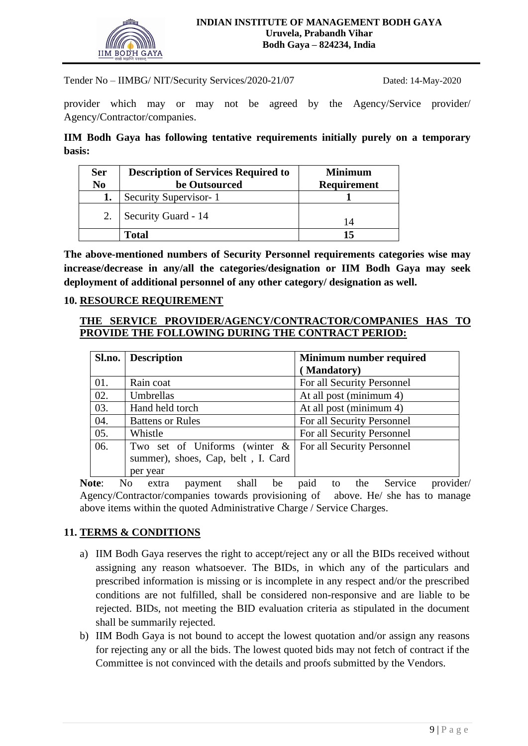provider which may or may not be agreed by the Agency/Service provider/ Agency/Contractor/companies.

**IIM Bodh Gaya has following tentative requirements initially purely on a temporary basis:**

| Ser No | Description of Services Required to be Outsourced | Minimum Requirement |
|---|---|---|
| **1.** | Security Supervisor- 1 | **1** |
| 2. | Security Guard - 14 | 14 |
| | **Total** | **15** |

**The above-mentioned numbers of Security Personnel requirements categories wise may increase/decrease in any/all the categories/designation or IIM Bodh Gaya may seek deployment of additional personnel of any other category/ designation as well.**

## 10. RESOURCE REQUIREMENT

**THE SERVICE PROVIDER/AGENCY/CONTRACTOR/COMPANIES HAS TO PROVIDE THE FOLLOWING DURING THE CONTRACT PERIOD:**

| Sl.no. | Description | Minimum number required ( Mandatory) |
|---|---|---|
| 01. | Rain coat | For all Security Personnel |
| 02. | Umbrellas | At all post (minimum 4) |
| 03. | Hand held torch | At all post (minimum 4) |
| 04. | Battens or Rules | For all Security Personnel |
| 05. | Whistle | For all Security Personnel |
| 06. | Two set of Uniforms (winter & summer), shoes, Cap, belt , I. Card per year | For all Security Personnel |

**Note**: No extra payment shall be paid to the Service provider/ Agency/Contractor/companies towards provisioning of above. He/ she has to manage above items within the quoted Administrative Charge / Service Charges.

## 11. TERMS & CONDITIONS

a) IIM Bodh Gaya reserves the right to accept/reject any or all the BIDs received without assigning any reason whatsoever. The BIDs, in which any of the particulars and prescribed information is missing or is incomplete in any respect and/or the prescribed conditions are not fulfilled, shall be considered non-responsive and are liable to be rejected. BIDs, not meeting the BID evaluation criteria as stipulated in the document shall be summarily rejected.

b) IIM Bodh Gaya is not bound to accept the lowest quotation and/or assign any reasons for rejecting any or all the bids. The lowest quoted bids may not fetch of contract if the Committee is not convinced with the details and proofs submitted by the Vendors.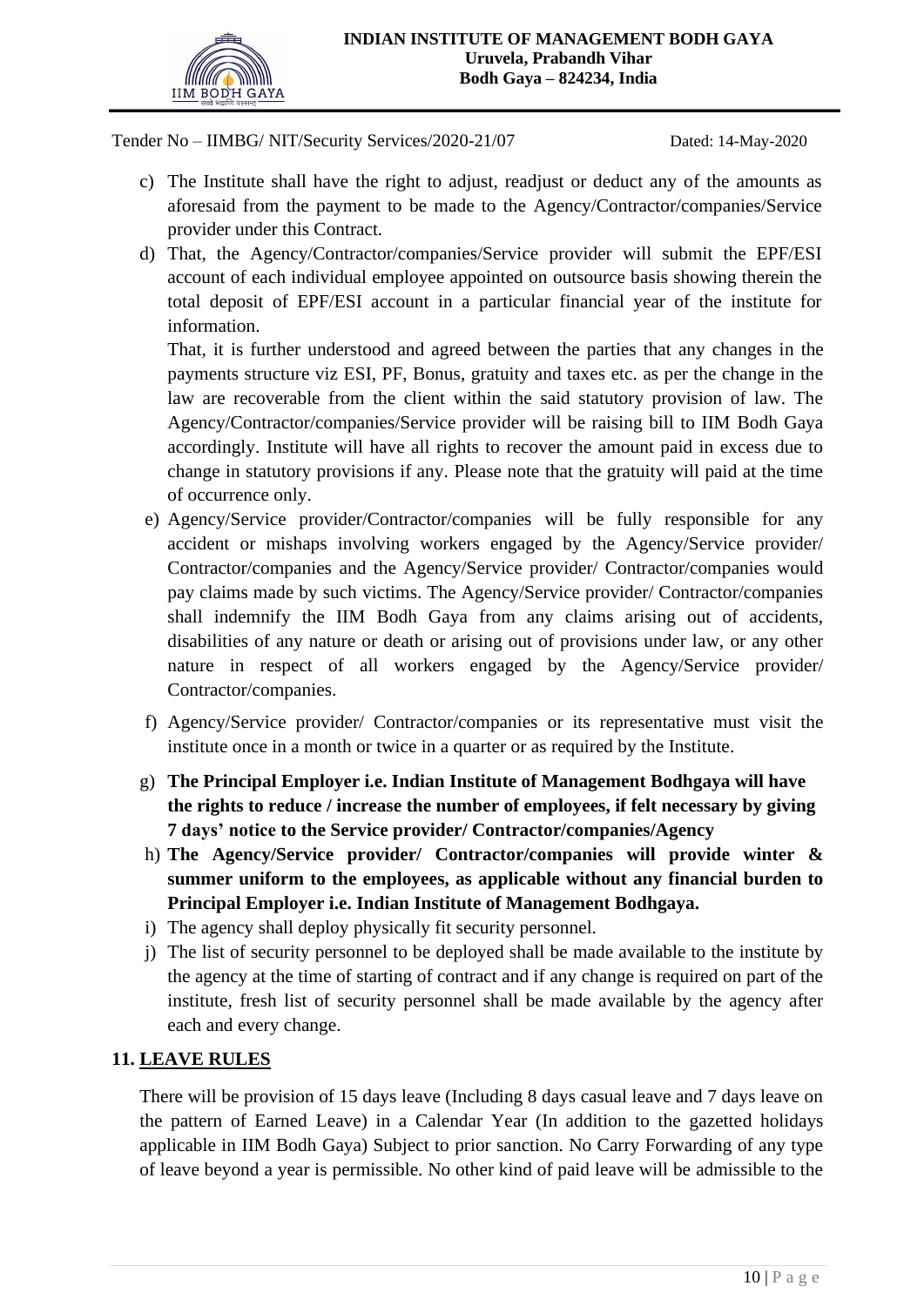Tender No – IIMBG/ NIT/Security Services/2020-21/07 Dated: 14-May-2020

c) The Institute shall have the right to adjust, readjust or deduct any of the amounts as aforesaid from the payment to be made to the Agency/Contractor/companies/Service provider under this Contract.

d) That, the Agency/Contractor/companies/Service provider will submit the EPF/ESI account of each individual employee appointed on outsource basis showing therein the total deposit of EPF/ESI account in a particular financial year of the institute for information.

   That, it is further understood and agreed between the parties that any changes in the payments structure viz ESI, PF, Bonus, gratuity and taxes etc. as per the change in the law are recoverable from the client within the said statutory provision of law. The Agency/Contractor/companies/Service provider will be raising bill to IIM Bodh Gaya accordingly. Institute will have all rights to recover the amount paid in excess due to change in statutory provisions if any. Please note that the gratuity will paid at the time of occurrence only.

e) Agency/Service provider/Contractor/companies will be fully responsible for any accident or mishaps involving workers engaged by the Agency/Service provider/ Contractor/companies and the Agency/Service provider/ Contractor/companies would pay claims made by such victims. The Agency/Service provider/ Contractor/companies shall indemnify the IIM Bodh Gaya from any claims arising out of accidents, disabilities of any nature or death or arising out of provisions under law, or any other nature in respect of all workers engaged by the Agency/Service provider/ Contractor/companies.

f) Agency/Service provider/ Contractor/companies or its representative must visit the institute once in a month or twice in a quarter or as required by the Institute.

g) **The Principal Employer i.e. Indian Institute of Management Bodhgaya will have the rights to reduce / increase the number of employees, if felt necessary by giving 7 days' notice to the Service provider/ Contractor/companies/Agency**

h) **The Agency/Service provider/ Contractor/companies will provide winter & summer uniform to the employees, as applicable without any financial burden to Principal Employer i.e. Indian Institute of Management Bodhgaya.**

i) The agency shall deploy physically fit security personnel.

j) The list of security personnel to be deployed shall be made available to the institute by the agency at the time of starting of contract and if any change is required on part of the institute, fresh list of security personnel shall be made available by the agency after each and every change.

## 11. LEAVE RULES

There will be provision of 15 days leave (Including 8 days casual leave and 7 days leave on the pattern of Earned Leave) in a Calendar Year (In addition to the gazetted holidays applicable in IIM Bodh Gaya) Subject to prior sanction. No Carry Forwarding of any type of leave beyond a year is permissible. No other kind of paid leave will be admissible to the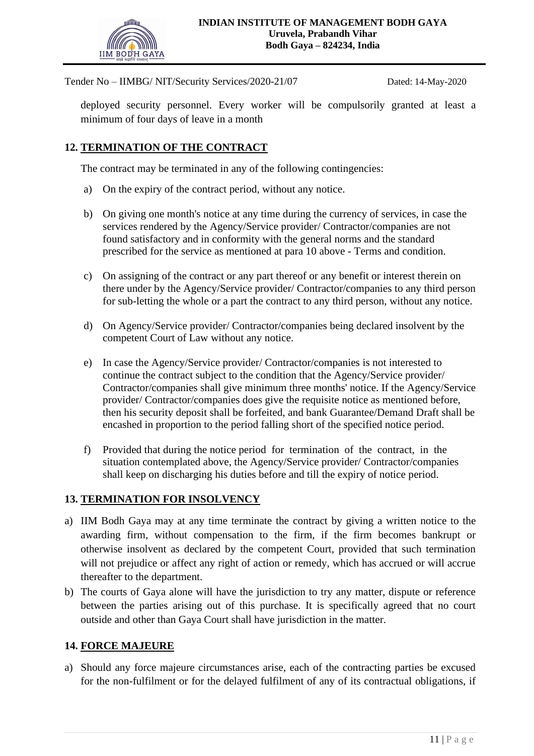deployed security personnel. Every worker will be compulsorily granted at least a minimum of four days of leave in a month

## 12. TERMINATION OF THE CONTRACT

The contract may be terminated in any of the following contingencies:

a) On the expiry of the contract period, without any notice.

b) On giving one month's notice at any time during the currency of services, in case the services rendered by the Agency/Service provider/ Contractor/companies are not found satisfactory and in conformity with the general norms and the standard prescribed for the service as mentioned at para 10 above - Terms and condition.

c) On assigning of the contract or any part thereof or any benefit or interest therein on there under by the Agency/Service provider/ Contractor/companies to any third person for sub-letting the whole or a part the contract to any third person, without any notice.

d) On Agency/Service provider/ Contractor/companies being declared insolvent by the competent Court of Law without any notice.

e) In case the Agency/Service provider/ Contractor/companies is not interested to continue the contract subject to the condition that the Agency/Service provider/ Contractor/companies shall give minimum three months' notice. If the Agency/Service provider/ Contractor/companies does give the requisite notice as mentioned before, then his security deposit shall be forfeited, and bank Guarantee/Demand Draft shall be encashed in proportion to the period falling short of the specified notice period.

f) Provided that during the notice period for termination of the contract, in the situation contemplated above, the Agency/Service provider/ Contractor/companies shall keep on discharging his duties before and till the expiry of notice period.

## 13. TERMINATION FOR INSOLVENCY

a) IIM Bodh Gaya may at any time terminate the contract by giving a written notice to the awarding firm, without compensation to the firm, if the firm becomes bankrupt or otherwise insolvent as declared by the competent Court, provided that such termination will not prejudice or affect any right of action or remedy, which has accrued or will accrue thereafter to the department.

b) The courts of Gaya alone will have the jurisdiction to try any matter, dispute or reference between the parties arising out of this purchase. It is specifically agreed that no court outside and other than Gaya Court shall have jurisdiction in the matter.

## 14. FORCE MAJEURE

a) Should any force majeure circumstances arise, each of the contracting parties be excused for the non-fulfilment or for the delayed fulfilment of any of its contractual obligations, if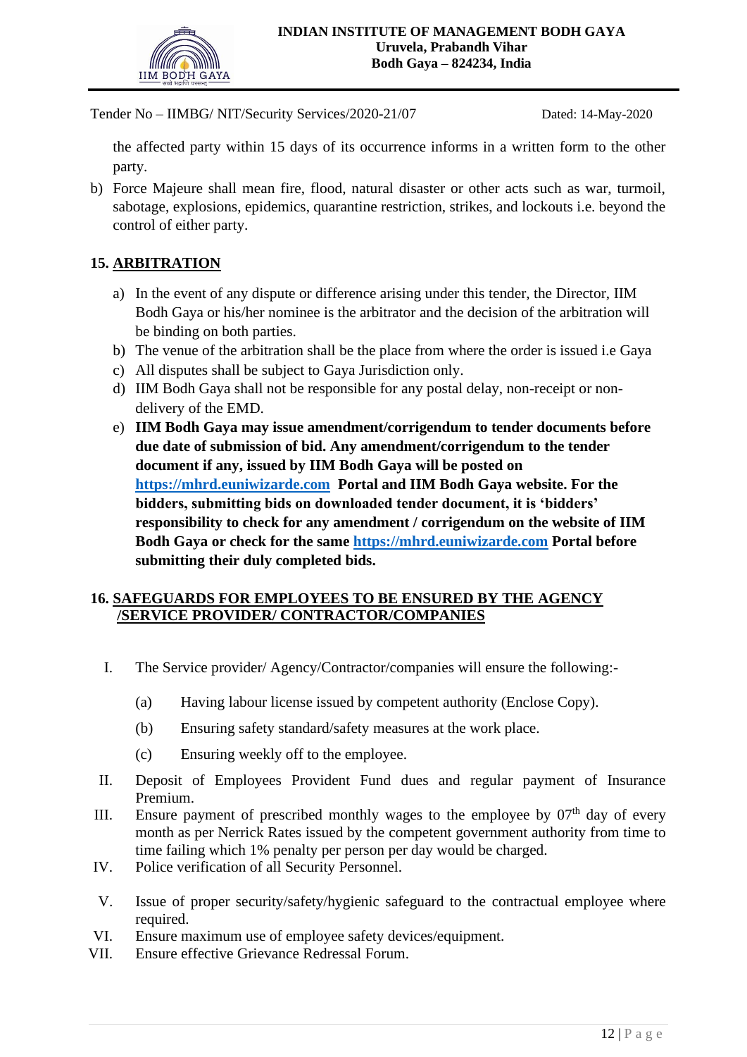the affected party within 15 days of its occurrence informs in a written form to the other party.

b) Force Majeure shall mean fire, flood, natural disaster or other acts such as war, turmoil, sabotage, explosions, epidemics, quarantine restriction, strikes, and lockouts i.e. beyond the control of either party.

## 15. ARBITRATION

a) In the event of any dispute or difference arising under this tender, the Director, IIM Bodh Gaya or his/her nominee is the arbitrator and the decision of the arbitration will be binding on both parties.
b) The venue of the arbitration shall be the place from where the order is issued i.e Gaya
c) All disputes shall be subject to Gaya Jurisdiction only.
d) IIM Bodh Gaya shall not be responsible for any postal delay, non-receipt or non-delivery of the EMD.
e) **IIM Bodh Gaya may issue amendment/corrigendum to tender documents before due date of submission of bid. Any amendment/corrigendum to the tender document if any, issued by IIM Bodh Gaya will be posted on [https://mhrd.euniwizarde.com](https://mhrd.euniwizarde.com) Portal and IIM Bodh Gaya website. For the bidders, submitting bids on downloaded tender document, it is 'bidders' responsibility to check for any amendment / corrigendum on the website of IIM Bodh Gaya or check for the same [https://mhrd.euniwizarde.com](https://mhrd.euniwizarde.com) Portal before submitting their duly completed bids.**

## 16. SAFEGUARDS FOR EMPLOYEES TO BE ENSURED BY THE AGENCY /SERVICE PROVIDER/ CONTRACTOR/COMPANIES

I. The Service provider/ Agency/Contractor/companies will ensure the following:-

   (a) Having labour license issued by competent authority (Enclose Copy).

   (b) Ensuring safety standard/safety measures at the work place.

   (c) Ensuring weekly off to the employee.

II. Deposit of Employees Provident Fund dues and regular payment of Insurance Premium.

III. Ensure payment of prescribed monthly wages to the employee by 07th day of every month as per Nerrick Rates issued by the competent government authority from time to time failing which 1% penalty per person per day would be charged.

IV. Police verification of all Security Personnel.

V. Issue of proper security/safety/hygienic safeguard to the contractual employee where required.

VI. Ensure maximum use of employee safety devices/equipment.

VII. Ensure effective Grievance Redressal Forum.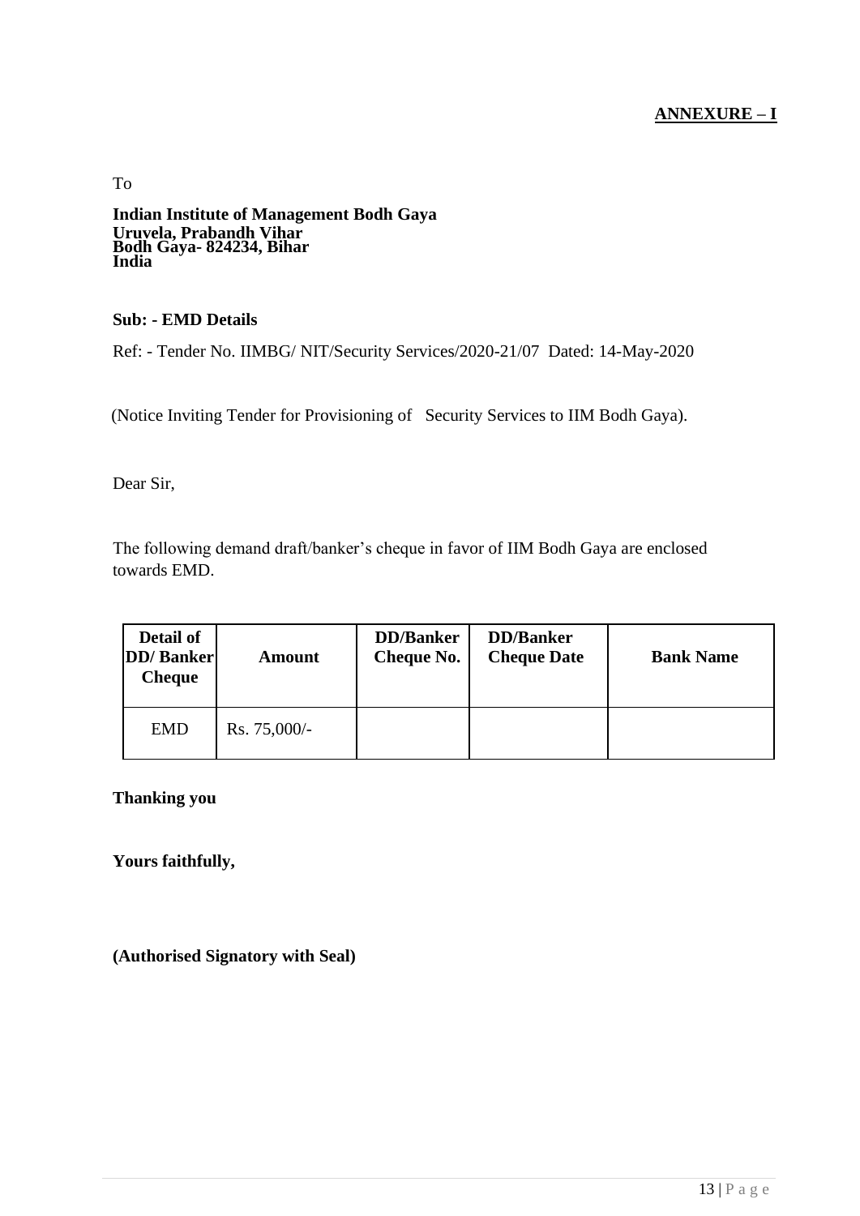**ANNEXURE – I**

To

**Indian Institute of Management Bodh Gaya**
**Uruvela, Prabandh Vihar**
**Bodh Gaya- 824234, Bihar**
**India**

**Sub: - EMD Details**

Ref: - Tender No. IIMBG/ NIT/Security Services/2020-21/07 Dated: 14-May-2020

(Notice Inviting Tender for Provisioning of Security Services to IIM Bodh Gaya).

Dear Sir,

The following demand draft/banker's cheque in favor of IIM Bodh Gaya are enclosed towards EMD.

| Detail of DD/ Banker Cheque | Amount | DD/Banker Cheque No. | DD/Banker Cheque Date | Bank Name |
|---|---|---|---|---|
| EMD | Rs. 75,000/- | | | |

**Thanking you**

**Yours faithfully,**

**(Authorised Signatory with Seal)**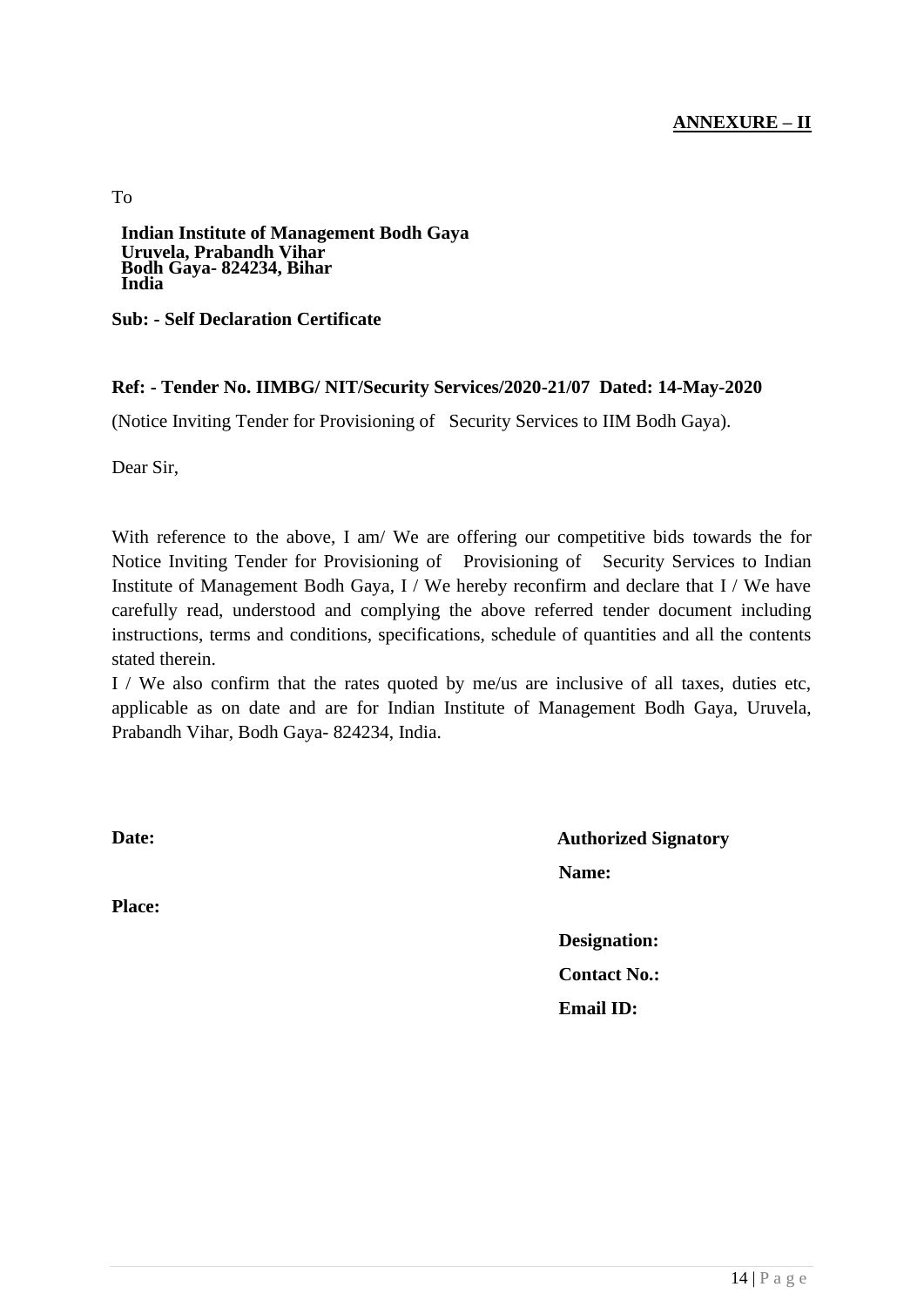**ANNEXURE – II**

To

**Indian Institute of Management Bodh Gaya**
**Uruvela, Prabandh Vihar**
**Bodh Gaya- 824234, Bihar**
**India**

**Sub: - Self Declaration Certificate**

**Ref: - Tender No. IIMBG/ NIT/Security Services/2020-21/07 Dated: 14-May-2020**

(Notice Inviting Tender for Provisioning of Security Services to IIM Bodh Gaya).

Dear Sir,

With reference to the above, I am/ We are offering our competitive bids towards the for Notice Inviting Tender for Provisioning of Provisioning of Security Services to Indian Institute of Management Bodh Gaya, I / We hereby reconfirm and declare that I / We have carefully read, understood and complying the above referred tender document including instructions, terms and conditions, specifications, schedule of quantities and all the contents stated therein.

I / We also confirm that the rates quoted by me/us are inclusive of all taxes, duties etc, applicable as on date and are for Indian Institute of Management Bodh Gaya, Uruvela, Prabandh Vihar, Bodh Gaya- 824234, India.

**Date:**

**Place:**

**Authorized Signatory**

**Name:**

**Designation:**

**Contact No.:**

**Email ID:**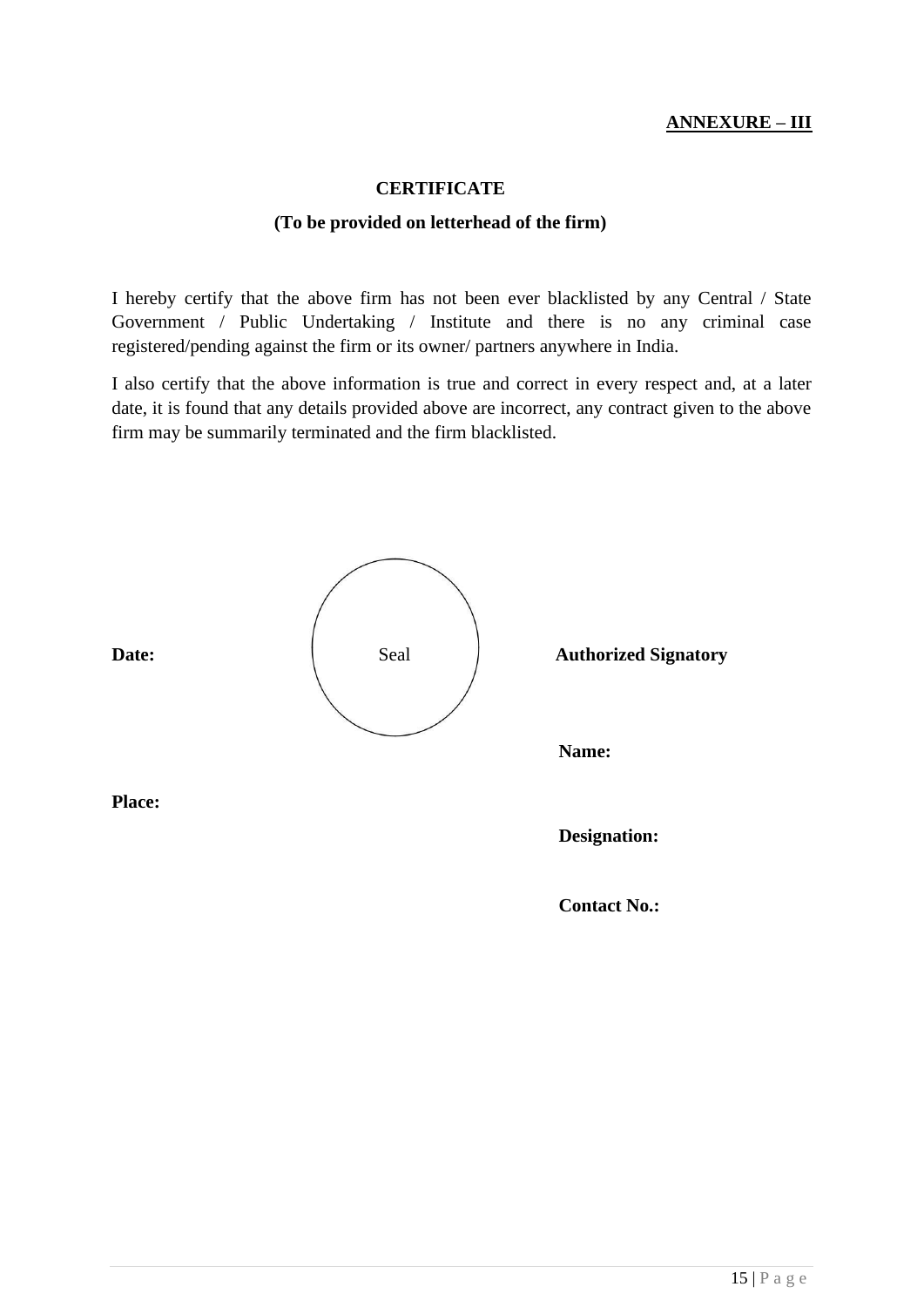**ANNEXURE – III**

**CERTIFICATE**

**(To be provided on letterhead of the firm)**

I hereby certify that the above firm has not been ever blacklisted by any Central / State Government / Public Undertaking / Institute and there is no any criminal case registered/pending against the firm or its owner/ partners anywhere in India.

I also certify that the above information is true and correct in every respect and, at a later date, it is found that any details provided above are incorrect, any contract given to the above firm may be summarily terminated and the firm blacklisted.

**Date:** Seal **Authorized Signatory**

**Name:**

**Place:**

**Designation:**

**Contact No.:**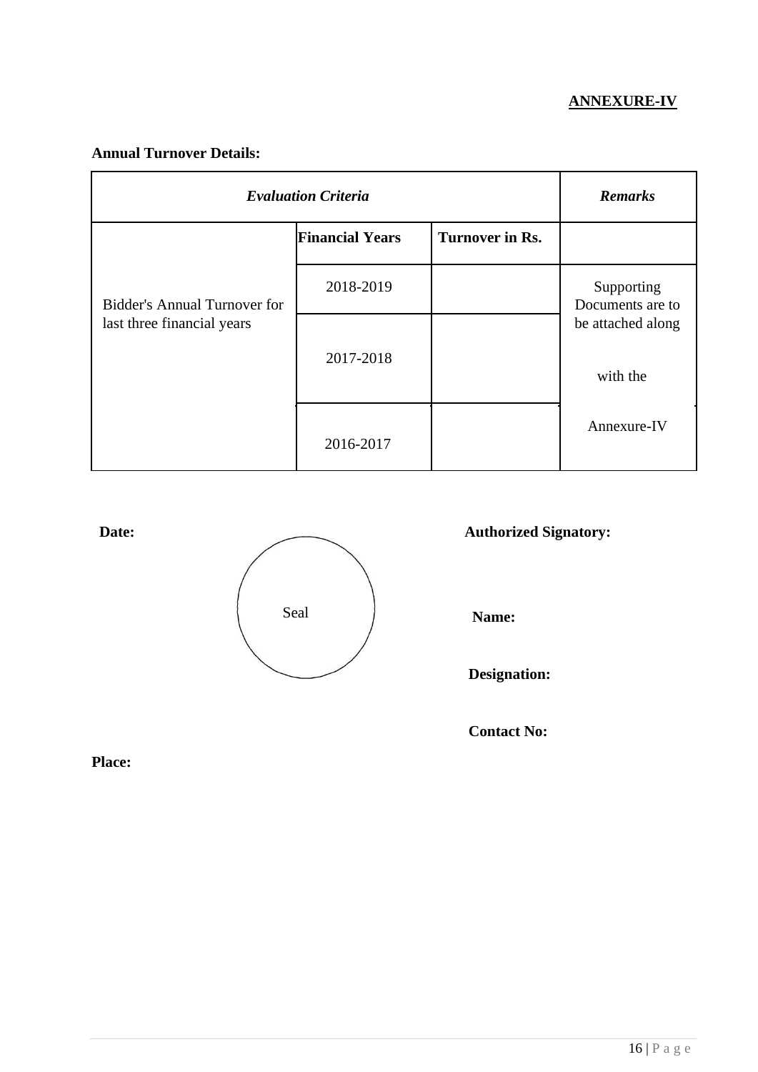**ANNEXURE-IV**

**Annual Turnover Details:**

| *Evaluation Criteria* | | | *Remarks* |
|---|---|---|---|
| | **Financial Years** | **Turnover in Rs.** | |
| Bidder's Annual Turnover for last three financial years | 2018-2019 | | Supporting Documents are to be attached along with the Annexure-IV |
| | 2017-2018 | | |
| | 2016-2017 | | |

**Date:**

Seal

**Authorized Signatory:**

**Name:**

**Designation:**

**Contact No:**

**Place:**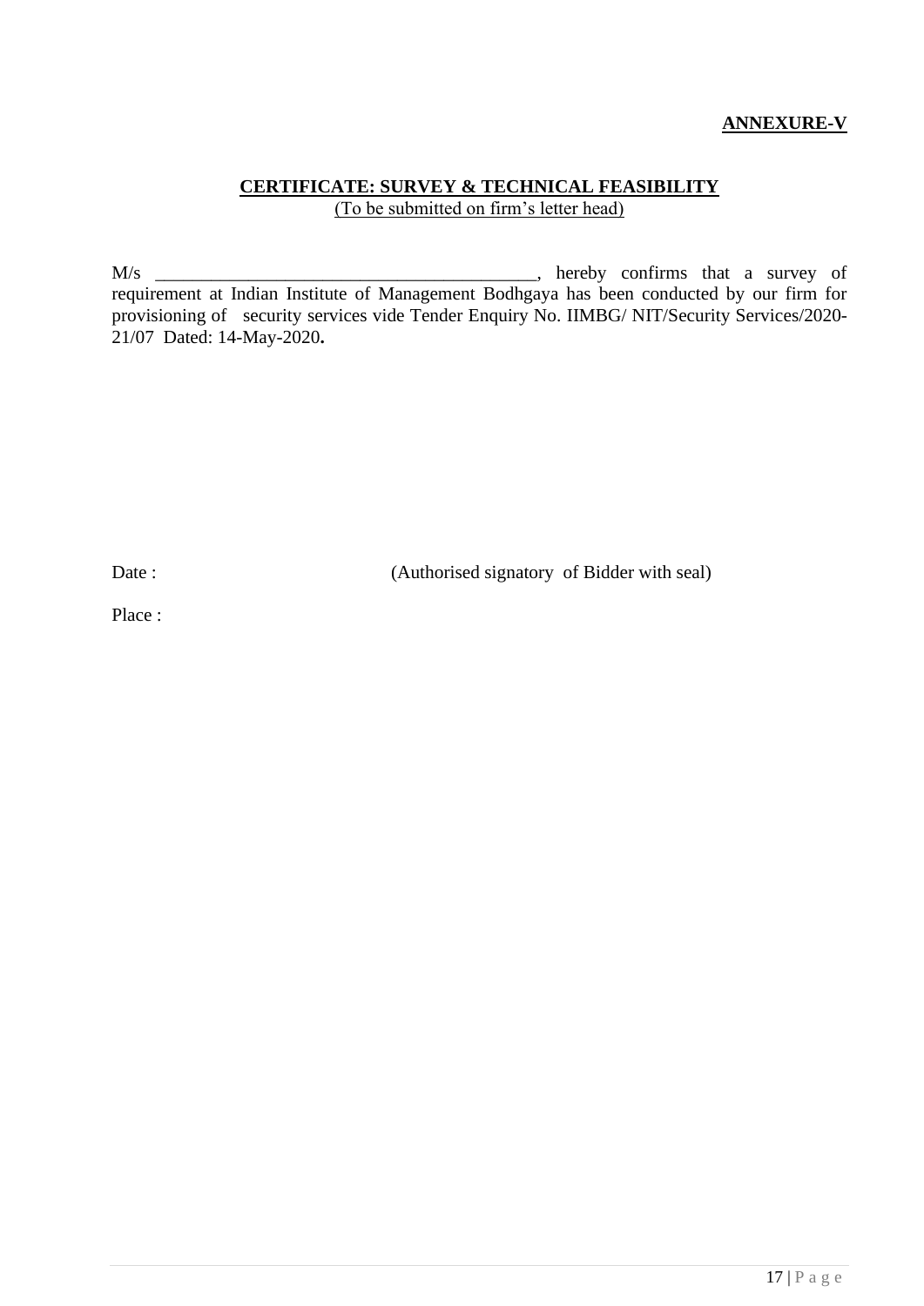**ANNEXURE-V**

**CERTIFICATE: SURVEY & TECHNICAL FEASIBILITY**

(To be submitted on firm's letter head)

M/s ________________________________________, hereby confirms that a survey of requirement at Indian Institute of Management Bodhgaya has been conducted by our firm for provisioning of security services vide Tender Enquiry No. IIMBG/ NIT/Security Services/2020-21/07 Dated: 14-May-2020**.**

Date : (Authorised signatory of Bidder with seal)

Place :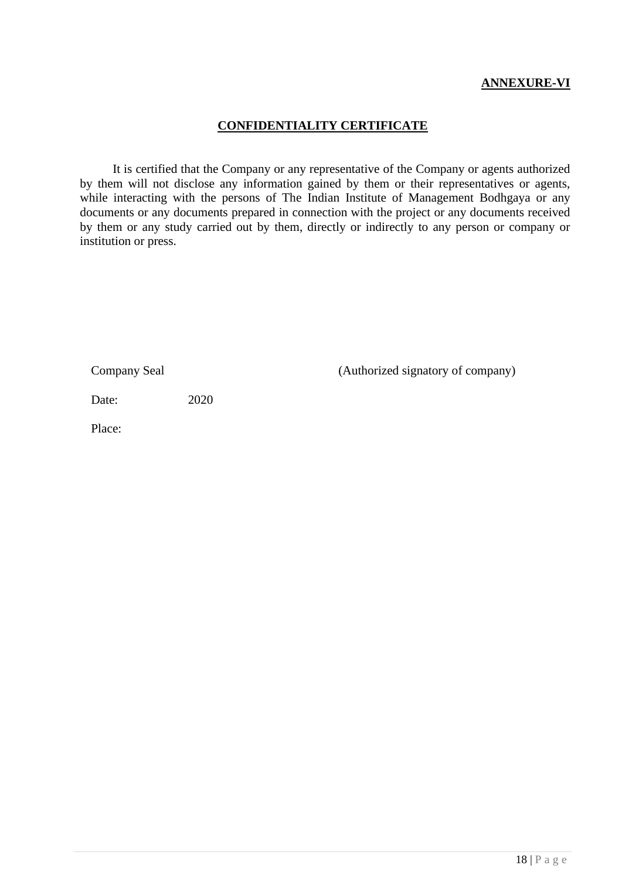**ANNEXURE-VI**

## CONFIDENTIALITY CERTIFICATE

It is certified that the Company or any representative of the Company or agents authorized by them will not disclose any information gained by them or their representatives or agents, while interacting with the persons of The Indian Institute of Management Bodhgaya or any documents or any documents prepared in connection with the project or any documents received by them or any study carried out by them, directly or indirectly to any person or company or institution or press.

Company Seal (Authorized signatory of company)

Date: 2020

Place: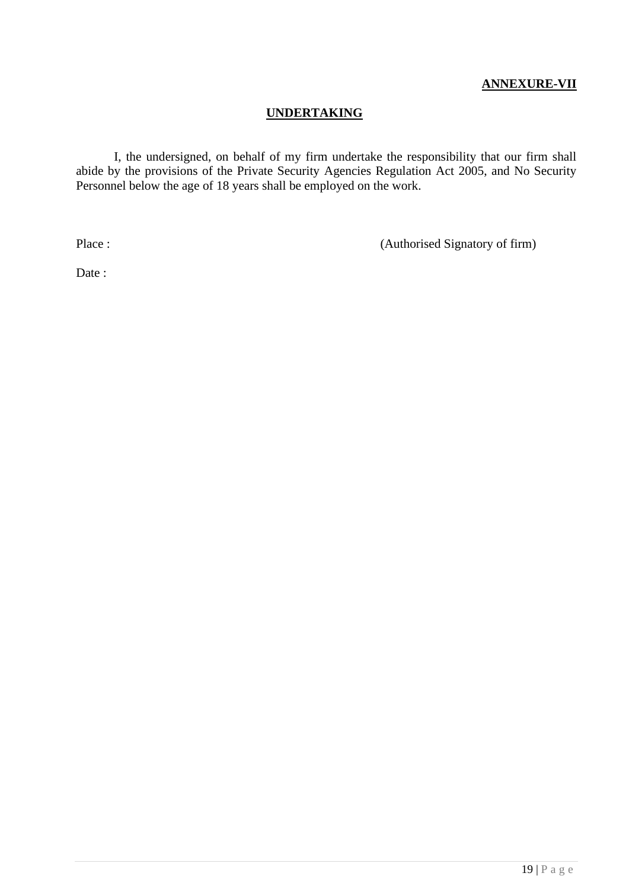**ANNEXURE-VII**

## UNDERTAKING

I, the undersigned, on behalf of my firm undertake the responsibility that our firm shall abide by the provisions of the Private Security Agencies Regulation Act 2005, and No Security Personnel below the age of 18 years shall be employed on the work.

Place : (Authorised Signatory of firm)

Date :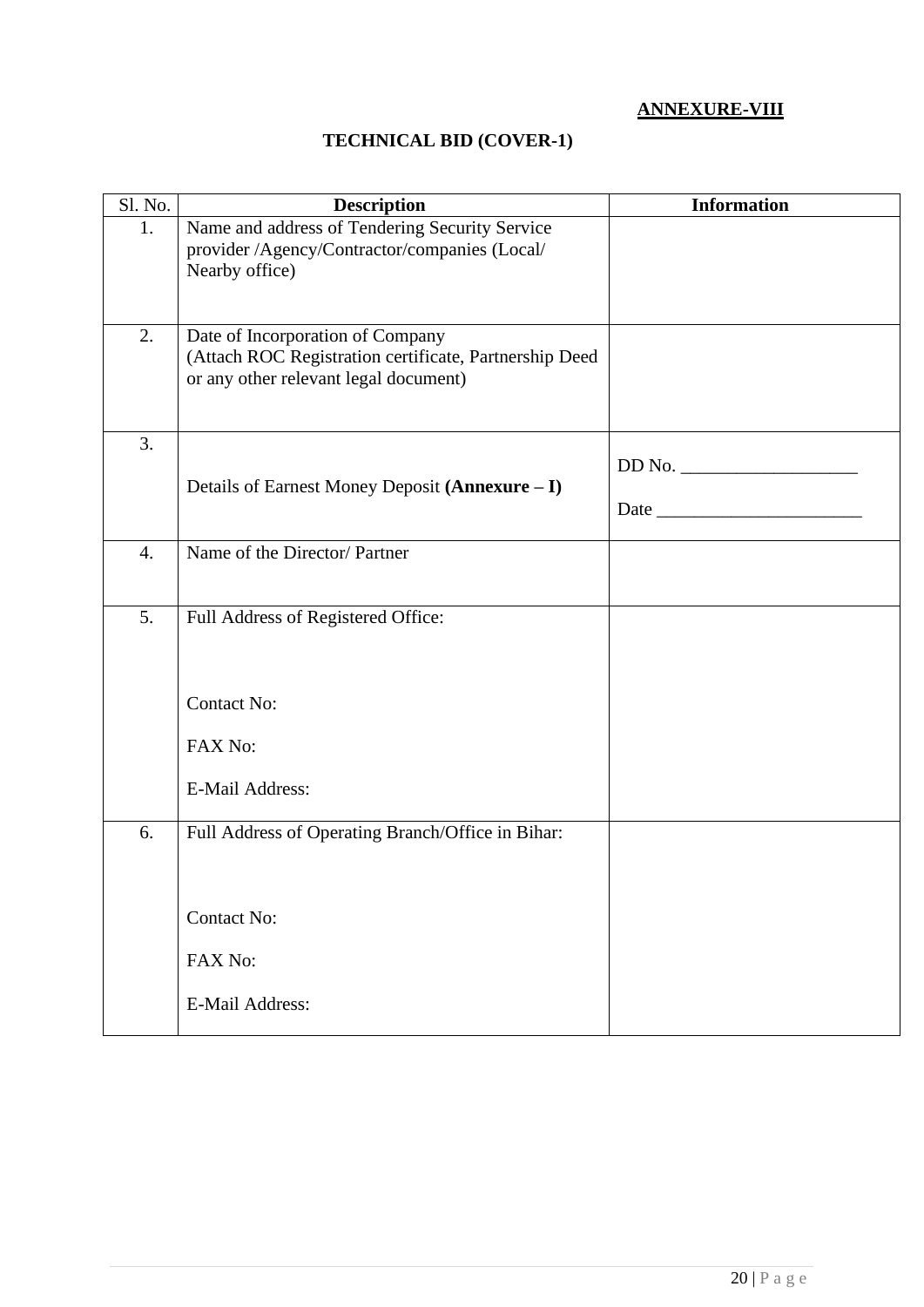**ANNEXURE-VIII**

## TECHNICAL BID (COVER-1)

| Sl. No. | Description | Information |
|---|---|---|
| 1. | Name and address of Tendering Security Service provider /Agency/Contractor/companies (Local/ Nearby office) | |
| 2. | Date of Incorporation of Company (Attach ROC Registration certificate, Partnership Deed or any other relevant legal document) | |
| 3. | Details of Earnest Money Deposit **(Annexure – I)** | DD No. ___________________ <br> Date ______________________ |
| 4. | Name of the Director/ Partner | |
| 5. | Full Address of Registered Office: <br><br> Contact No: <br> FAX No: <br> E-Mail Address: | |
| 6. | Full Address of Operating Branch/Office in Bihar: <br><br> Contact No: <br> FAX No: <br> E-Mail Address: | |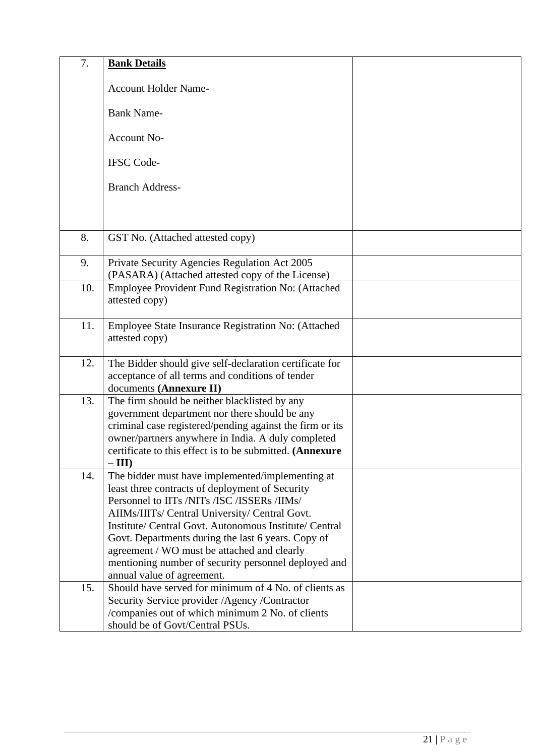| | | |
|---|---|---|
| 7. | **Bank Details**<br><br>Account Holder Name-<br><br>Bank Name-<br><br>Account No-<br><br>IFSC Code-<br><br>Branch Address- | |
| 8. | GST No. (Attached attested copy) | |
| 9. | Private Security Agencies Regulation Act 2005 (PASARA) (Attached attested copy of the License) | |
| 10. | Employee Provident Fund Registration No: (Attached attested copy) | |
| 11. | Employee State Insurance Registration No: (Attached attested copy) | |
| 12. | The Bidder should give self-declaration certificate for acceptance of all terms and conditions of tender documents **(Annexure II)** | |
| 13. | The firm should be neither blacklisted by any government department nor there should be any criminal case registered/pending against the firm or its owner/partners anywhere in India. A duly completed certificate to this effect is to be submitted. **(Annexure – III)** | |
| 14. | The bidder must have implemented/implementing at least three contracts of deployment of Security Personnel to IITs /NITs /ISC /ISSERs /IIMs/ AIIMs/IIITs/ Central University/ Central Govt. Institute/ Central Govt. Autonomous Institute/ Central Govt. Departments during the last 6 years. Copy of agreement / WO must be attached and clearly mentioning number of security personnel deployed and annual value of agreement. | |
| 15. | Should have served for minimum of 4 No. of clients as Security Service provider /Agency /Contractor /companies out of which minimum 2 No. of clients should be of Govt/Central PSUs. | |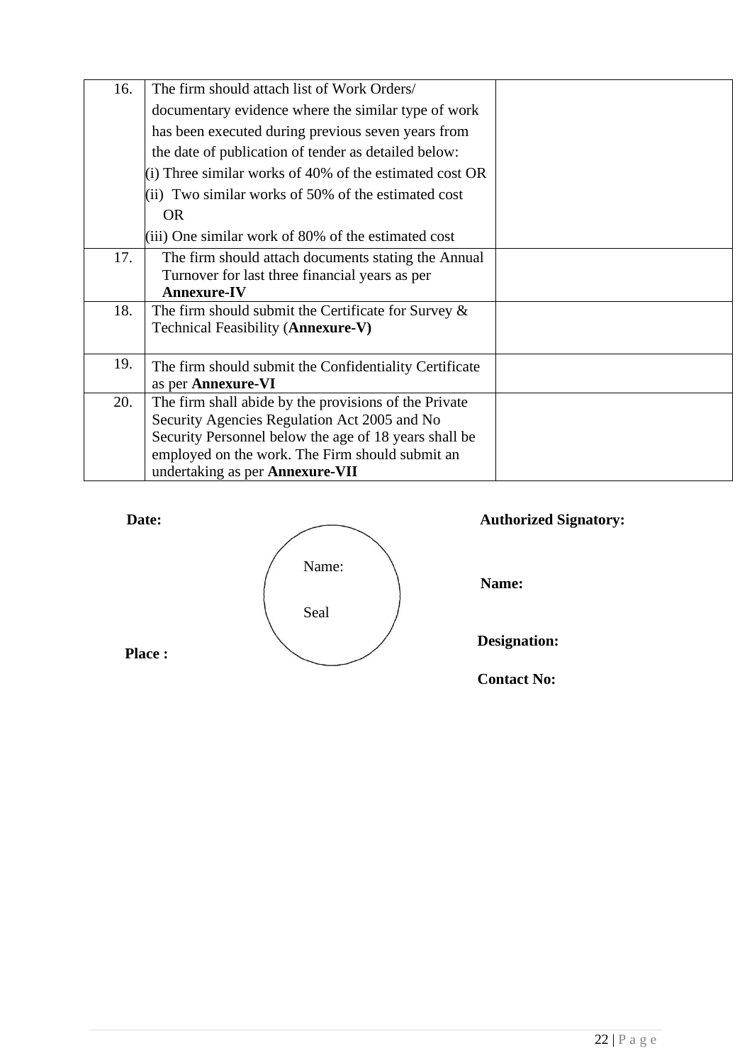| | | |
|---|---|---|
| 16. | The firm should attach list of Work Orders/ documentary evidence where the similar type of work has been executed during previous seven years from the date of publication of tender as detailed below:<br>(i) Three similar works of 40% of the estimated cost OR<br>(ii) Two similar works of 50% of the estimated cost OR<br>(iii) One similar work of 80% of the estimated cost | |
| 17. | The firm should attach documents stating the Annual Turnover for last three financial years as per **Annexure-IV** | |
| 18. | The firm should submit the Certificate for Survey & Technical Feasibility (**Annexure-V)** | |
| 19. | The firm should submit the Confidentiality Certificate as per **Annexure-VI** | |
| 20. | The firm shall abide by the provisions of the Private Security Agencies Regulation Act 2005 and No Security Personnel below the age of 18 years shall be employed on the work. The Firm should submit an undertaking as per **Annexure-VII** | |

**Date:**

**Place :**

Name:

Seal

**Authorized Signatory:**

**Name:**

**Designation:**

**Contact No:**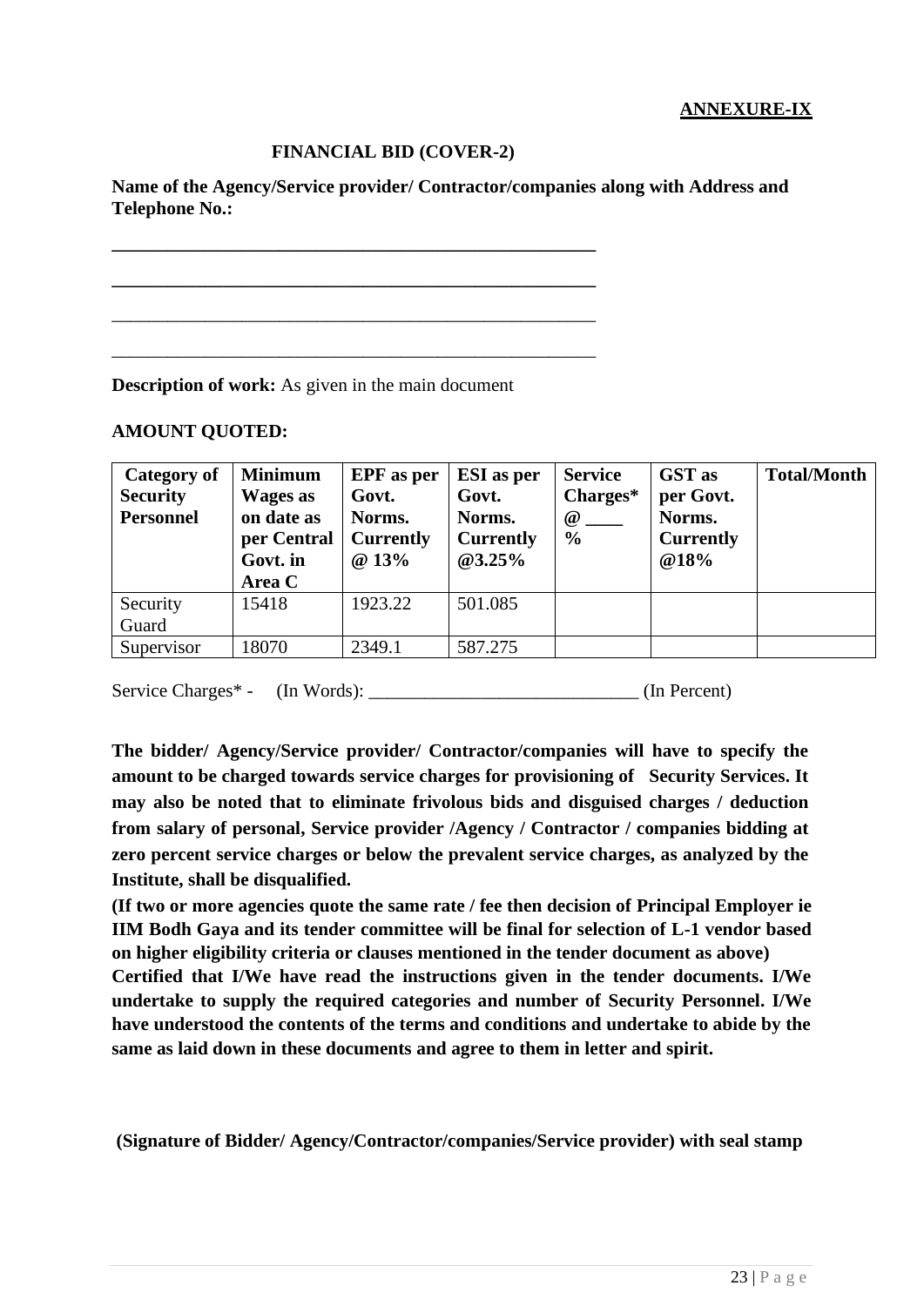**ANNEXURE-IX**

**FINANCIAL BID (COVER-2)**

**Name of the Agency/Service provider/ Contractor/companies along with Address and Telephone No.:**

______________________________________________________

______________________________________________________

______________________________________________________

______________________________________________________

**Description of work:** As given in the main document

**AMOUNT QUOTED:**

| Category of Security Personnel | Minimum Wages as on date as per Central Govt. in Area C | EPF as per Govt. Norms. Currently @ 13% | ESI as per Govt. Norms. Currently @3.25% | Service Charges* @ ____ % | GST as per Govt. Norms. Currently @18% | Total/Month |
|---|---|---|---|---|---|---|
| Security Guard | 15418 | 1923.22 | 501.085 | | | |
| Supervisor | 18070 | 2349.1 | 587.275 | | | |

Service Charges* - (In Words): ____________________________ (In Percent)

**The bidder/ Agency/Service provider/ Contractor/companies will have to specify the amount to be charged towards service charges for provisioning of Security Services. It may also be noted that to eliminate frivolous bids and disguised charges / deduction from salary of personal, Service provider /Agency / Contractor / companies bidding at zero percent service charges or below the prevalent service charges, as analyzed by the Institute, shall be disqualified.**

**(If two or more agencies quote the same rate / fee then decision of Principal Employer ie IIM Bodh Gaya and its tender committee will be final for selection of L-1 vendor based on higher eligibility criteria or clauses mentioned in the tender document as above)**

**Certified that I/We have read the instructions given in the tender documents. I/We undertake to supply the required categories and number of Security Personnel. I/We have understood the contents of the terms and conditions and undertake to abide by the same as laid down in these documents and agree to them in letter and spirit.**

**(Signature of Bidder/ Agency/Contractor/companies/Service provider) with seal stamp**